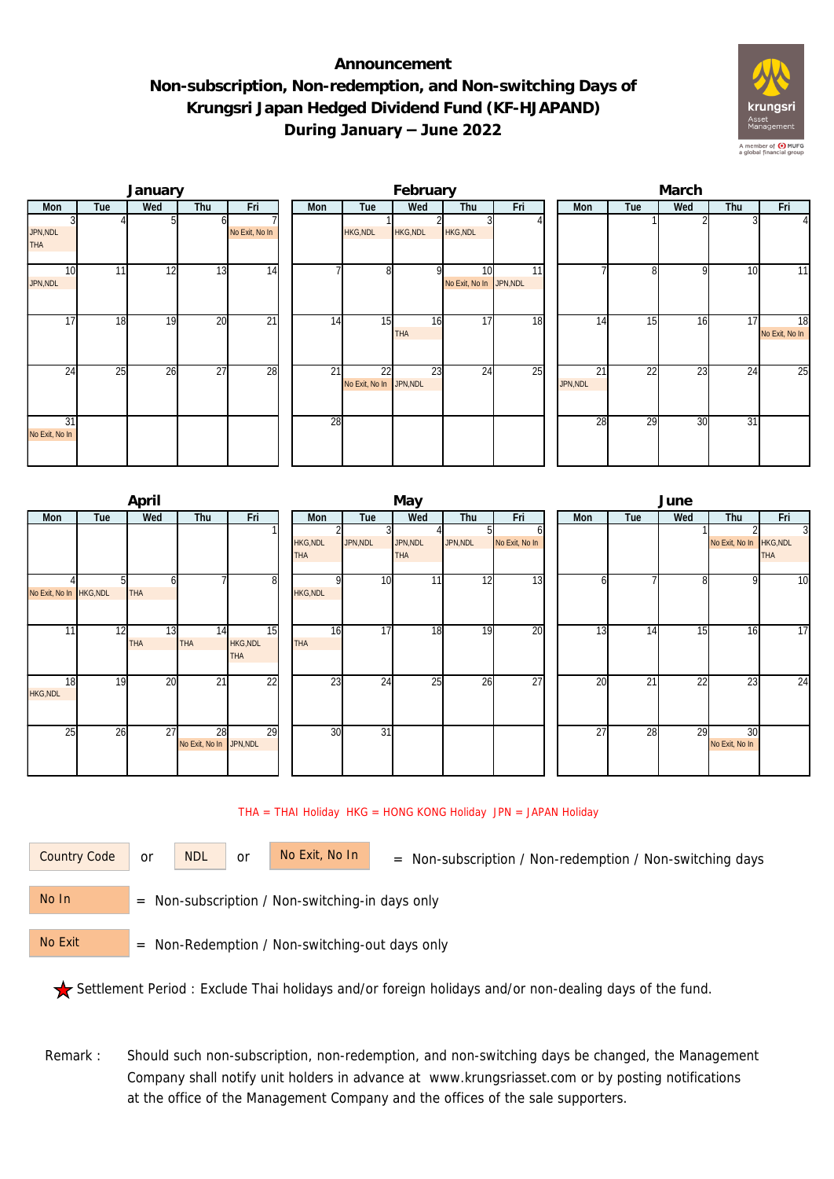# Announcement
# Non-subscription, Non-redemption, and Non-switching Days of Krungsri Japan Hedged Dividend Fund (KF-HJAPAND)
# During January – June 2022

### January

| Mon | Tue | Wed | Thu | Fri |
|---|---|---|---|---|
| 3 JPN,NDL THA | 4 | 5 | 6 | 7 No Exit, No In |
| 10 JPN,NDL | 11 | 12 | 13 | 14 |
| 17 | 18 | 19 | 20 | 21 |
| 24 | 25 | 26 | 27 | 28 |
| 31 No Exit, No In | | | | |

### February

| Mon | Tue | Wed | Thu | Fri |
|---|---|---|---|---|
| | 1 HKG,NDL | 2 HKG,NDL | 3 HKG,NDL | 4 |
| 7 | 8 | 9 | 10 No Exit, No In | 11 JPN,NDL |
| 14 | 15 | 16 THA | 17 | 18 |
| 21 | 22 No Exit, No In | 23 JPN,NDL | 24 | 25 |
| 28 | | | | |

### March

| Mon | Tue | Wed | Thu | Fri |
|---|---|---|---|---|
| | 1 | 2 | 3 | 4 |
| 7 | 8 | 9 | 10 | 11 |
| 14 | 15 | 16 | 17 | 18 No Exit, No In |
| 21 JPN,NDL | 22 | 23 | 24 | 25 |
| 28 | 29 | 30 | 31 | |

### April

| Mon | Tue | Wed | Thu | Fri |
|---|---|---|---|---|
| | | | | 1 |
| 4 No Exit, No In | 5 HKG,NDL | 6 THA | 7 | 8 |
| 11 | 12 | 13 THA | 14 THA | 15 HKG,NDL THA |
| 18 HKG,NDL | 19 | 20 | 21 | 22 |
| 25 | 26 | 27 | 28 No Exit, No In | 29 JPN,NDL |

### May

| Mon | Tue | Wed | Thu | Fri |
|---|---|---|---|---|
| 2 HKG,NDL THA | 3 JPN,NDL | 4 JPN,NDL THA | 5 JPN,NDL | 6 No Exit, No In |
| 9 HKG,NDL | 10 | 11 | 12 | 13 |
| 16 THA | 17 | 18 | 19 | 20 |
| 23 | 24 | 25 | 26 | 27 |
| 30 | 31 | | | |

### June

| Mon | Tue | Wed | Thu | Fri |
|---|---|---|---|---|
| | | 1 | 2 No Exit, No In | 3 HKG,NDL THA |
| 6 | 7 | 8 | 9 | 10 |
| 13 | 14 | 15 | 16 | 17 |
| 20 | 21 | 22 | 23 | 24 |
| 27 | 28 | 29 | 30 No Exit, No In | |

THA = THAI Holiday HKG = HONG KONG Holiday JPN = JAPAN Holiday

Country Code or NDL or No Exit, No In = Non-subscription / Non-redemption / Non-switching days

No In = Non-subscription / Non-switching-in days only

No Exit = Non-Redemption / Non-switching-out days only

★ Settlement Period : Exclude Thai holidays and/or foreign holidays and/or non-dealing days of the fund.

Remark : Should such non-subscription, non-redemption, and non-switching days be changed, the Management Company shall notify unit holders in advance at www.krungsriasset.com or by posting notifications at the office of the Management Company and the offices of the sale supporters.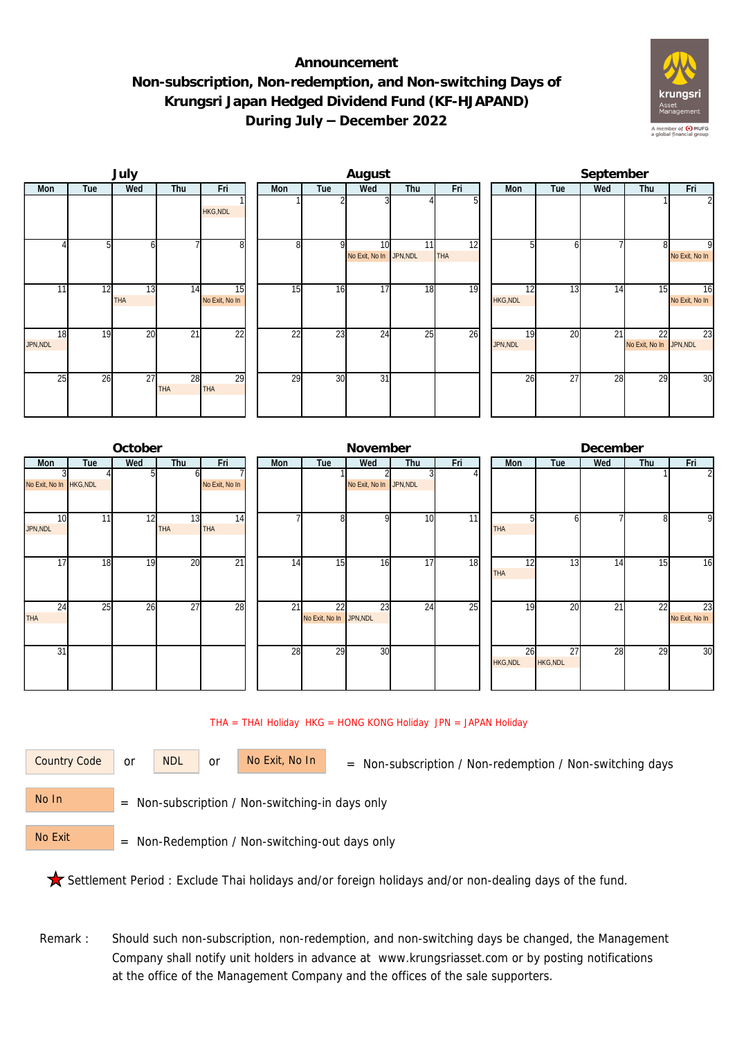# Announcement
## Non-subscription, Non-redemption, and Non-switching Days of Krungsri Japan Hedged Dividend Fund (KF-HJAPAND) During July – December 2022

### July

| Mon | Tue | Wed | Thu | Fri |
|---|---|---|---|---|
| | | | | 1 HKG,NDL |
| 4 | 5 | 6 | 7 | 8 |
| 11 | 12 | 13 THA | 14 | 15 No Exit, No In |
| 18 JPN,NDL | 19 | 20 | 21 | 22 |
| 25 | 26 | 27 | 28 THA | 29 THA |

### August

| Mon | Tue | Wed | Thu | Fri |
|---|---|---|---|---|
| 1 | 2 | 3 | 4 | 5 |
| 8 | 9 | 10 No Exit, No In | 11 JPN,NDL | 12 THA |
| 15 | 16 | 17 | 18 | 19 |
| 22 | 23 | 24 | 25 | 26 |
| 29 | 30 | 31 | | |

### September

| Mon | Tue | Wed | Thu | Fri |
|---|---|---|---|---|
| | | | 1 | 2 |
| 5 | 6 | 7 | 8 | 9 No Exit, No In |
| 12 HKG,NDL | 13 | 14 | 15 | 16 No Exit, No In |
| 19 JPN,NDL | 20 | 21 | 22 No Exit, No In | 23 JPN,NDL |
| 26 | 27 | 28 | 29 | 30 |

### October

| Mon | Tue | Wed | Thu | Fri |
|---|---|---|---|---|
| 3 No Exit, No In | 4 HKG,NDL | 5 | 6 | 7 No Exit, No In |
| 10 JPN,NDL | 11 | 12 | 13 THA | 14 THA |
| 17 | 18 | 19 | 20 | 21 |
| 24 THA | 25 | 26 | 27 | 28 |
| 31 | | | | |

### November

| Mon | Tue | Wed | Thu | Fri |
|---|---|---|---|---|
| | 1 | 2 No Exit, No In | 3 JPN,NDL | 4 |
| 7 | 8 | 9 | 10 | 11 |
| 14 | 15 | 16 | 17 | 18 |
| 21 | 22 No Exit, No In | 23 JPN,NDL | 24 | 25 |
| 28 | 29 | 30 | | |

### December

| Mon | Tue | Wed | Thu | Fri |
|---|---|---|---|---|
| | | | 1 | 2 |
| 5 THA | 6 | 7 | 8 | 9 |
| 12 THA | 13 | 14 | 15 | 16 |
| 19 | 20 | 21 | 22 | 23 No Exit, No In |
| 26 HKG,NDL | 27 HKG,NDL | 28 | 29 | 30 |

THA = THAI Holiday HKG = HONG KONG Holiday JPN = JAPAN Holiday

Country Code or NDL or No Exit, No In = Non-subscription / Non-redemption / Non-switching days

No In = Non-subscription / Non-switching-in days only

No Exit = Non-Redemption / Non-switching-out days only

★ Settlement Period : Exclude Thai holidays and/or foreign holidays and/or non-dealing days of the fund.

Remark : Should such non-subscription, non-redemption, and non-switching days be changed, the Management Company shall notify unit holders in advance at www.krungsriasset.com or by posting notifications at the office of the Management Company and the offices of the sale supporters.